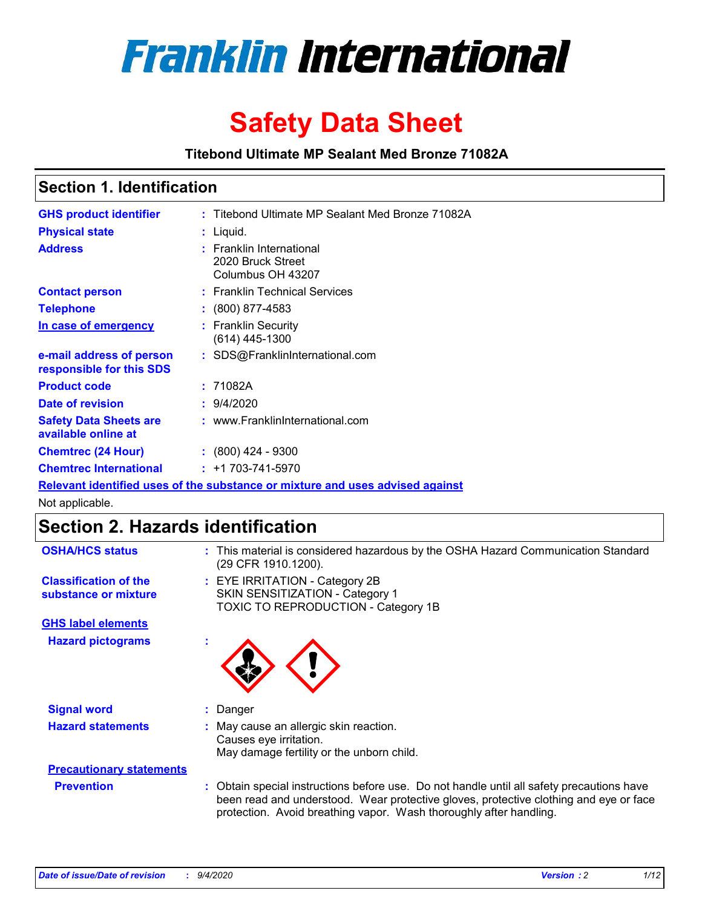# Franklin International

# Safety Data Sheet

**Titebond Ultimate MP Sealant Med Bronze 71082A**

## Section 1. Identification

| | | |
|---|---|---|
| **GHS product identifier** | : | Titebond Ultimate MP Sealant Med Bronze 71082A |
| **Physical state** | : | Liquid. |
| **Address** | : | Franklin International<br>2020 Bruck Street<br>Columbus OH 43207 |
| **Contact person** | : | Franklin Technical Services |
| **Telephone** | : | (800) 877-4583 |
| **In case of emergency** | : | Franklin Security<br>(614) 445-1300 |
| **e-mail address of person responsible for this SDS** | : | SDS@FranklinInternational.com |
| **Product code** | : | 71082A |
| **Date of revision** | : | 9/4/2020 |
| **Safety Data Sheets are available online at** | : | www.FranklinInternational.com |
| **Chemtrec (24 Hour)** | : | (800) 424 - 9300 |
| **Chemtrec International** | : | +1 703-741-5970 |

**Relevant identified uses of the substance or mixture and uses advised against**

Not applicable.

## Section 2. Hazards identification

| | | |
|---|---|---|
| **OSHA/HCS status** | : | This material is considered hazardous by the OSHA Hazard Communication Standard (29 CFR 1910.1200). |
| **Classification of the substance or mixture** | : | EYE IRRITATION - Category 2B<br>SKIN SENSITIZATION - Category 1<br>TOXIC TO REPRODUCTION - Category 1B |

**GHS label elements**

| | | |
|---|---|---|
| **Hazard pictograms** | : | |
| **Signal word** | : | Danger |
| **Hazard statements** | : | May cause an allergic skin reaction.<br>Causes eye irritation.<br>May damage fertility or the unborn child. |

**Precautionary statements**

| | | |
|---|---|---|
| **Prevention** | : | Obtain special instructions before use. Do not handle until all safety precautions have been read and understood. Wear protective gloves, protective clothing and eye or face protection. Avoid breathing vapor. Wash thoroughly after handling. |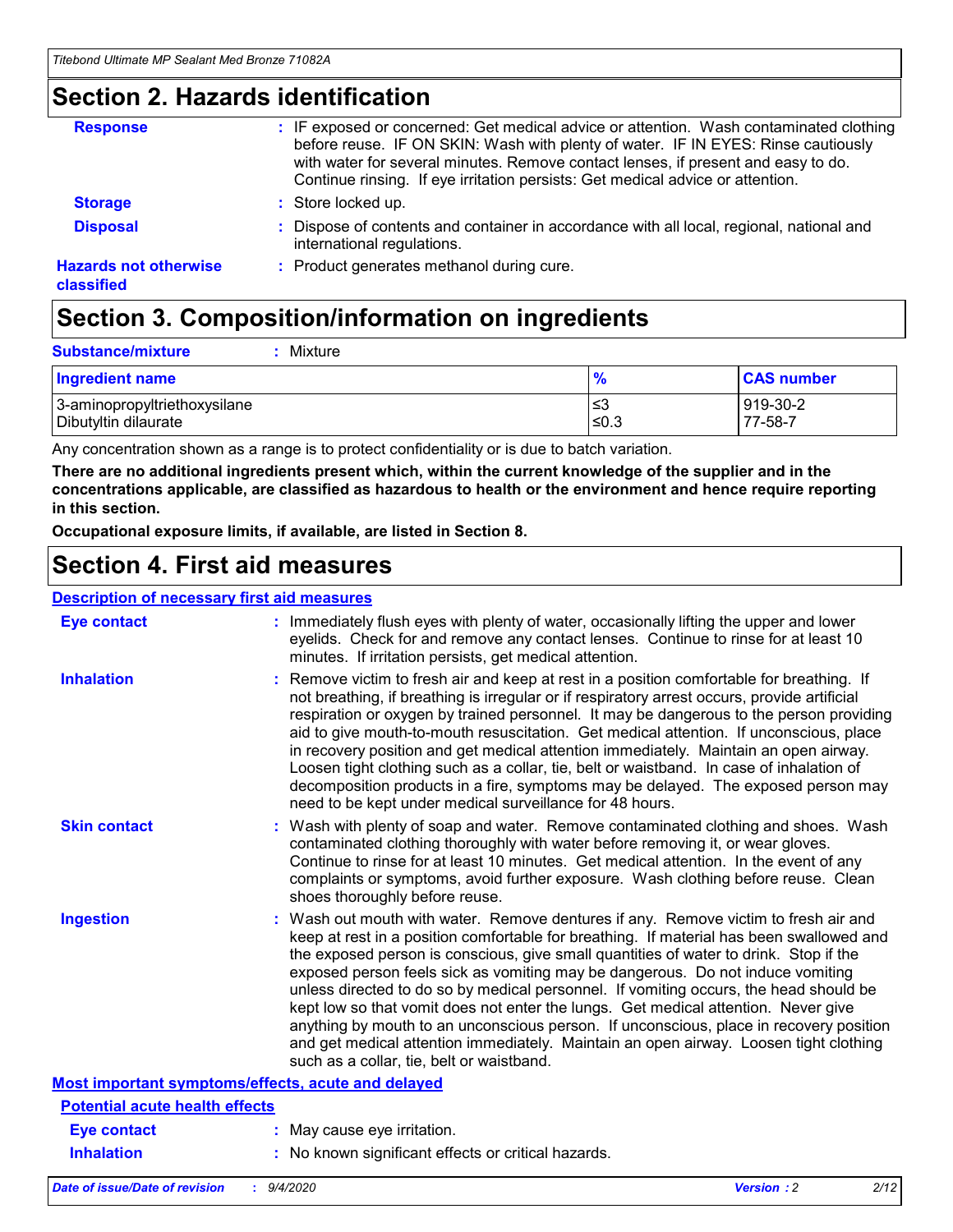## Section 2. Hazards identification

| | |
|---|---|
| **Response** | : IF exposed or concerned: Get medical advice or attention. Wash contaminated clothing before reuse. IF ON SKIN: Wash with plenty of water. IF IN EYES: Rinse cautiously with water for several minutes. Remove contact lenses, if present and easy to do. Continue rinsing. If eye irritation persists: Get medical advice or attention. |
| **Storage** | : Store locked up. |
| **Disposal** | : Dispose of contents and container in accordance with all local, regional, national and international regulations. |
| **Hazards not otherwise classified** | : Product generates methanol during cure. |

## Section 3. Composition/information on ingredients

**Substance/mixture** : Mixture

| Ingredient name | % | CAS number |
|---|---|---|
| 3-aminopropyltriethoxysilane | ≤3 | 919-30-2 |
| Dibutyltin dilaurate | ≤0.3 | 77-58-7 |

Any concentration shown as a range is to protect confidentiality or is due to batch variation.

**There are no additional ingredients present which, within the current knowledge of the supplier and in the concentrations applicable, are classified as hazardous to health or the environment and hence require reporting in this section.**

**Occupational exposure limits, if available, are listed in Section 8.**

## Section 4. First aid measures

**Description of necessary first aid measures**

| | |
|---|---|
| **Eye contact** | : Immediately flush eyes with plenty of water, occasionally lifting the upper and lower eyelids. Check for and remove any contact lenses. Continue to rinse for at least 10 minutes. If irritation persists, get medical attention. |
| **Inhalation** | : Remove victim to fresh air and keep at rest in a position comfortable for breathing. If not breathing, if breathing is irregular or if respiratory arrest occurs, provide artificial respiration or oxygen by trained personnel. It may be dangerous to the person providing aid to give mouth-to-mouth resuscitation. Get medical attention. If unconscious, place in recovery position and get medical attention immediately. Maintain an open airway. Loosen tight clothing such as a collar, tie, belt or waistband. In case of inhalation of decomposition products in a fire, symptoms may be delayed. The exposed person may need to be kept under medical surveillance for 48 hours. |
| **Skin contact** | : Wash with plenty of soap and water. Remove contaminated clothing and shoes. Wash contaminated clothing thoroughly with water before removing it, or wear gloves. Continue to rinse for at least 10 minutes. Get medical attention. In the event of any complaints or symptoms, avoid further exposure. Wash clothing before reuse. Clean shoes thoroughly before reuse. |
| **Ingestion** | : Wash out mouth with water. Remove dentures if any. Remove victim to fresh air and keep at rest in a position comfortable for breathing. If material has been swallowed and the exposed person is conscious, give small quantities of water to drink. Stop if the exposed person feels sick as vomiting may be dangerous. Do not induce vomiting unless directed to do so by medical personnel. If vomiting occurs, the head should be kept low so that vomit does not enter the lungs. Get medical attention. Never give anything by mouth to an unconscious person. If unconscious, place in recovery position and get medical attention immediately. Maintain an open airway. Loosen tight clothing such as a collar, tie, belt or waistband. |

**Most important symptoms/effects, acute and delayed**

**Potential acute health effects**

| | |
|---|---|
| **Eye contact** | : May cause eye irritation. |
| **Inhalation** | : No known significant effects or critical hazards. |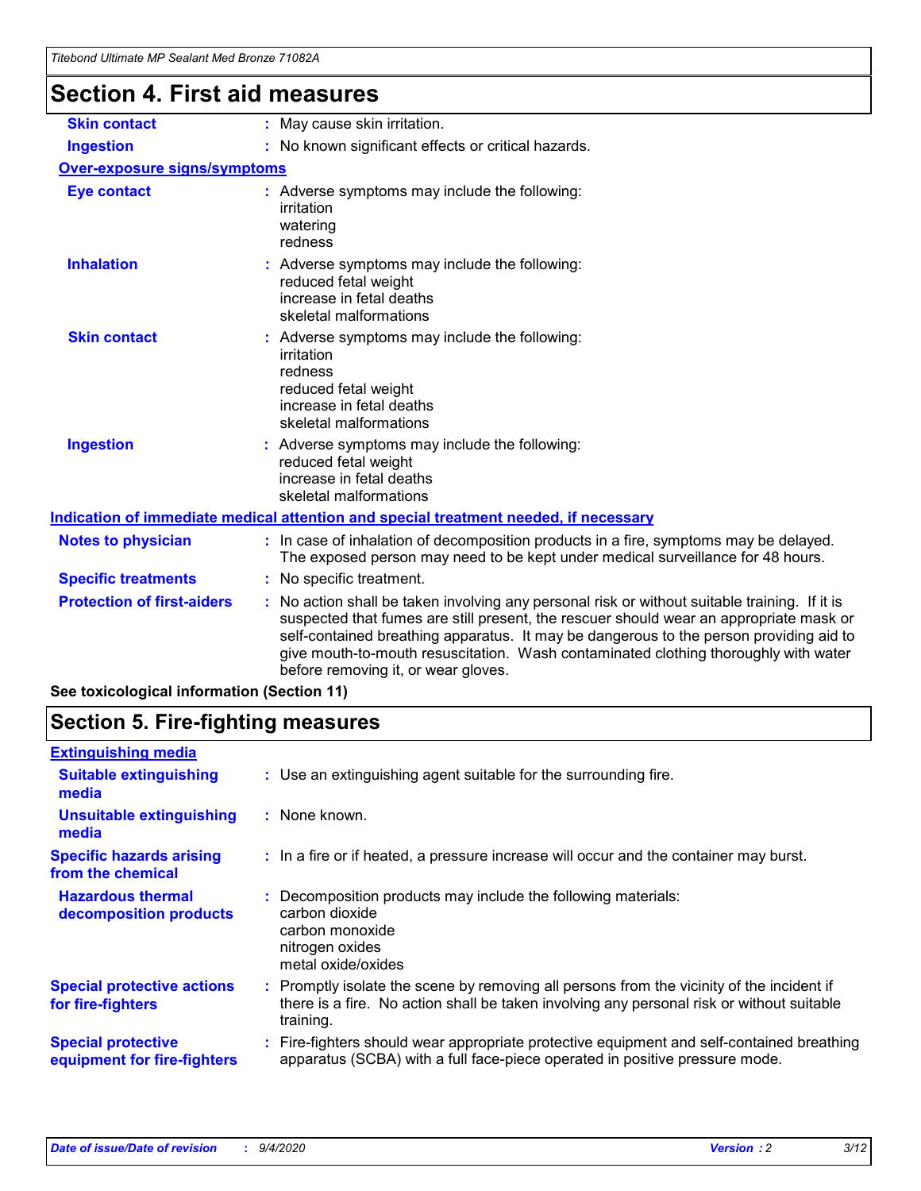# Section 4. First aid measures

| | |
|---|---|
| **Skin contact** | : May cause skin irritation. |
| **Ingestion** | : No known significant effects or critical hazards. |

**Over-exposure signs/symptoms**

| | |
|---|---|
| **Eye contact** | : Adverse symptoms may include the following:<br>irritation<br>watering<br>redness |
| **Inhalation** | : Adverse symptoms may include the following:<br>reduced fetal weight<br>increase in fetal deaths<br>skeletal malformations |
| **Skin contact** | : Adverse symptoms may include the following:<br>irritation<br>redness<br>reduced fetal weight<br>increase in fetal deaths<br>skeletal malformations |
| **Ingestion** | : Adverse symptoms may include the following:<br>reduced fetal weight<br>increase in fetal deaths<br>skeletal malformations |

**Indication of immediate medical attention and special treatment needed, if necessary**

| | |
|---|---|
| **Notes to physician** | : In case of inhalation of decomposition products in a fire, symptoms may be delayed. The exposed person may need to be kept under medical surveillance for 48 hours. |
| **Specific treatments** | : No specific treatment. |
| **Protection of first-aiders** | : No action shall be taken involving any personal risk or without suitable training. If it is suspected that fumes are still present, the rescuer should wear an appropriate mask or self-contained breathing apparatus. It may be dangerous to the person providing aid to give mouth-to-mouth resuscitation. Wash contaminated clothing thoroughly with water before removing it, or wear gloves. |

**See toxicological information (Section 11)**

# Section 5. Fire-fighting measures

**Extinguishing media**

| | |
|---|---|
| **Suitable extinguishing media** | : Use an extinguishing agent suitable for the surrounding fire. |
| **Unsuitable extinguishing media** | : None known. |
| **Specific hazards arising from the chemical** | : In a fire or if heated, a pressure increase will occur and the container may burst. |
| **Hazardous thermal decomposition products** | : Decomposition products may include the following materials:<br>carbon dioxide<br>carbon monoxide<br>nitrogen oxides<br>metal oxide/oxides |
| **Special protective actions for fire-fighters** | : Promptly isolate the scene by removing all persons from the vicinity of the incident if there is a fire. No action shall be taken involving any personal risk or without suitable training. |
| **Special protective equipment for fire-fighters** | : Fire-fighters should wear appropriate protective equipment and self-contained breathing apparatus (SCBA) with a full face-piece operated in positive pressure mode. |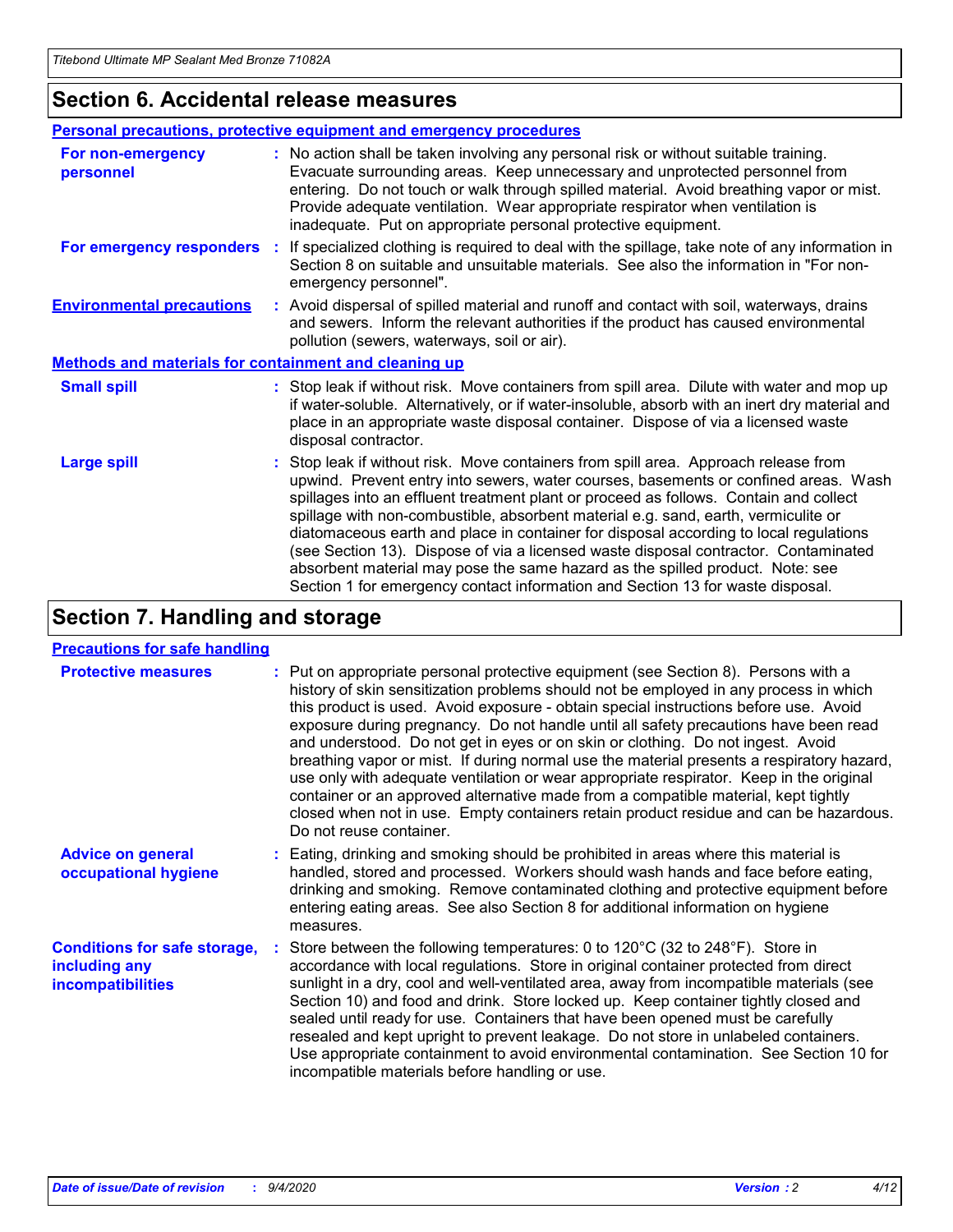## Section 6. Accidental release measures

### Personal precautions, protective equipment and emergency procedures

**For non-emergency personnel** : No action shall be taken involving any personal risk or without suitable training. Evacuate surrounding areas. Keep unnecessary and unprotected personnel from entering. Do not touch or walk through spilled material. Avoid breathing vapor or mist. Provide adequate ventilation. Wear appropriate respirator when ventilation is inadequate. Put on appropriate personal protective equipment.

**For emergency responders** : If specialized clothing is required to deal with the spillage, take note of any information in Section 8 on suitable and unsuitable materials. See also the information in "For non-emergency personnel".

**Environmental precautions** : Avoid dispersal of spilled material and runoff and contact with soil, waterways, drains and sewers. Inform the relevant authorities if the product has caused environmental pollution (sewers, waterways, soil or air).

### Methods and materials for containment and cleaning up

**Small spill** : Stop leak if without risk. Move containers from spill area. Dilute with water and mop up if water-soluble. Alternatively, or if water-insoluble, absorb with an inert dry material and place in an appropriate waste disposal container. Dispose of via a licensed waste disposal contractor.

**Large spill** : Stop leak if without risk. Move containers from spill area. Approach release from upwind. Prevent entry into sewers, water courses, basements or confined areas. Wash spillages into an effluent treatment plant or proceed as follows. Contain and collect spillage with non-combustible, absorbent material e.g. sand, earth, vermiculite or diatomaceous earth and place in container for disposal according to local regulations (see Section 13). Dispose of via a licensed waste disposal contractor. Contaminated absorbent material may pose the same hazard as the spilled product. Note: see Section 1 for emergency contact information and Section 13 for waste disposal.

## Section 7. Handling and storage

### Precautions for safe handling

**Protective measures** : Put on appropriate personal protective equipment (see Section 8). Persons with a history of skin sensitization problems should not be employed in any process in which this product is used. Avoid exposure - obtain special instructions before use. Avoid exposure during pregnancy. Do not handle until all safety precautions have been read and understood. Do not get in eyes or on skin or clothing. Do not ingest. Avoid breathing vapor or mist. If during normal use the material presents a respiratory hazard, use only with adequate ventilation or wear appropriate respirator. Keep in the original container or an approved alternative made from a compatible material, kept tightly closed when not in use. Empty containers retain product residue and can be hazardous. Do not reuse container.

**Advice on general occupational hygiene** : Eating, drinking and smoking should be prohibited in areas where this material is handled, stored and processed. Workers should wash hands and face before eating, drinking and smoking. Remove contaminated clothing and protective equipment before entering eating areas. See also Section 8 for additional information on hygiene measures.

**Conditions for safe storage, including any incompatibilities** : Store between the following temperatures: 0 to 120°C (32 to 248°F). Store in accordance with local regulations. Store in original container protected from direct sunlight in a dry, cool and well-ventilated area, away from incompatible materials (see Section 10) and food and drink. Store locked up. Keep container tightly closed and sealed until ready for use. Containers that have been opened must be carefully resealed and kept upright to prevent leakage. Do not store in unlabeled containers. Use appropriate containment to avoid environmental contamination. See Section 10 for incompatible materials before handling or use.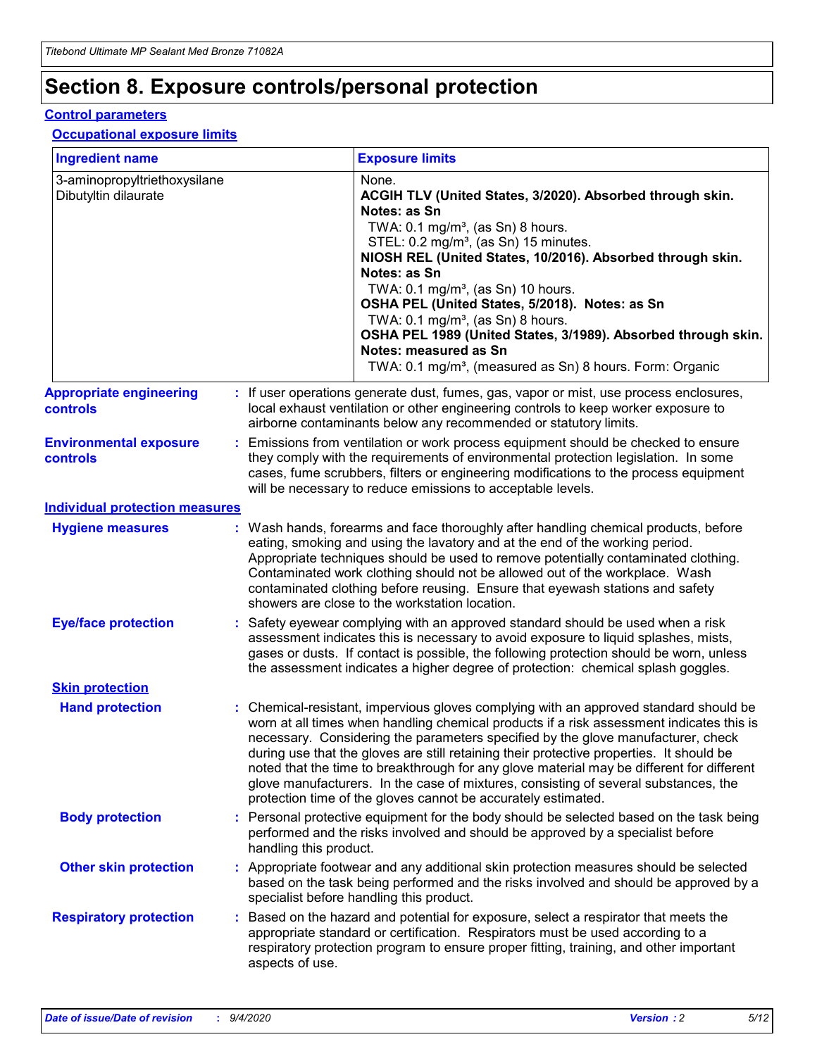# Section 8. Exposure controls/personal protection

## Control parameters

### Occupational exposure limits

| Ingredient name | Exposure limits |
| --- | --- |
| 3-aminopropyltriethoxysilane | None. |
| Dibutyltin dilaurate | **ACGIH TLV (United States, 3/2020). Absorbed through skin. Notes: as Sn**<br>TWA: 0.1 mg/m³, (as Sn) 8 hours.<br>STEL: 0.2 mg/m³, (as Sn) 15 minutes.<br>**NIOSH REL (United States, 10/2016). Absorbed through skin. Notes: as Sn**<br>TWA: 0.1 mg/m³, (as Sn) 10 hours.<br>**OSHA PEL (United States, 5/2018). Notes: as Sn**<br>TWA: 0.1 mg/m³, (as Sn) 8 hours.<br>**OSHA PEL 1989 (United States, 3/1989). Absorbed through skin. Notes: measured as Sn**<br>TWA: 0.1 mg/m³, (measured as Sn) 8 hours. Form: Organic |

**Appropriate engineering controls** : If user operations generate dust, fumes, gas, vapor or mist, use process enclosures, local exhaust ventilation or other engineering controls to keep worker exposure to airborne contaminants below any recommended or statutory limits.

**Environmental exposure controls** : Emissions from ventilation or work process equipment should be checked to ensure they comply with the requirements of environmental protection legislation. In some cases, fume scrubbers, filters or engineering modifications to the process equipment will be necessary to reduce emissions to acceptable levels.

## Individual protection measures

**Hygiene measures** : Wash hands, forearms and face thoroughly after handling chemical products, before eating, smoking and using the lavatory and at the end of the working period. Appropriate techniques should be used to remove potentially contaminated clothing. Contaminated work clothing should not be allowed out of the workplace. Wash contaminated clothing before reusing. Ensure that eyewash stations and safety showers are close to the workstation location.

**Eye/face protection** : Safety eyewear complying with an approved standard should be used when a risk assessment indicates this is necessary to avoid exposure to liquid splashes, mists, gases or dusts. If contact is possible, the following protection should be worn, unless the assessment indicates a higher degree of protection: chemical splash goggles.

### Skin protection

**Hand protection** : Chemical-resistant, impervious gloves complying with an approved standard should be worn at all times when handling chemical products if a risk assessment indicates this is necessary. Considering the parameters specified by the glove manufacturer, check during use that the gloves are still retaining their protective properties. It should be noted that the time to breakthrough for any glove material may be different for different glove manufacturers. In the case of mixtures, consisting of several substances, the protection time of the gloves cannot be accurately estimated.

**Body protection** : Personal protective equipment for the body should be selected based on the task being performed and the risks involved and should be approved by a specialist before handling this product.

**Other skin protection** : Appropriate footwear and any additional skin protection measures should be selected based on the task being performed and the risks involved and should be approved by a specialist before handling this product.

**Respiratory protection** : Based on the hazard and potential for exposure, select a respirator that meets the appropriate standard or certification. Respirators must be used according to a respiratory protection program to ensure proper fitting, training, and other important aspects of use.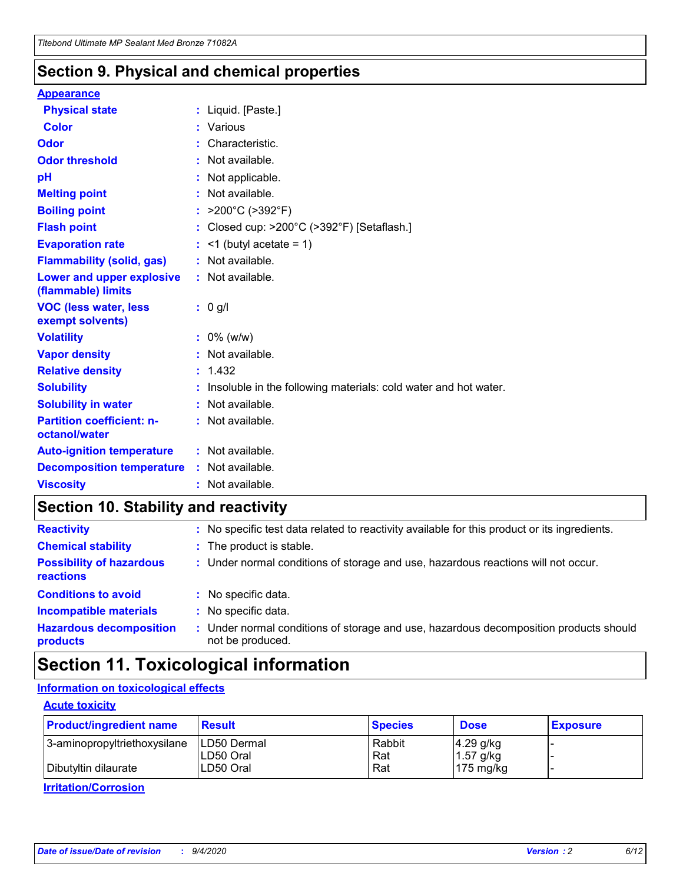## Section 9. Physical and chemical properties

**Appearance**

| | |
|---|---|
| **Physical state** | : Liquid. [Paste.] |
| **Color** | : Various |
| **Odor** | : Characteristic. |
| **Odor threshold** | : Not available. |
| **pH** | : Not applicable. |
| **Melting point** | : Not available. |
| **Boiling point** | : >200°C (>392°F) |
| **Flash point** | : Closed cup: >200°C (>392°F) [Setaflash.] |
| **Evaporation rate** | : <1 (butyl acetate = 1) |
| **Flammability (solid, gas)** | : Not available. |
| **Lower and upper explosive (flammable) limits** | : Not available. |
| **VOC (less water, less exempt solvents)** | : 0 g/l |
| **Volatility** | : 0% (w/w) |
| **Vapor density** | : Not available. |
| **Relative density** | : 1.432 |
| **Solubility** | : Insoluble in the following materials: cold water and hot water. |
| **Solubility in water** | : Not available. |
| **Partition coefficient: n-octanol/water** | : Not available. |
| **Auto-ignition temperature** | : Not available. |
| **Decomposition temperature** | : Not available. |
| **Viscosity** | : Not available. |

## Section 10. Stability and reactivity

| | |
|---|---|
| **Reactivity** | : No specific test data related to reactivity available for this product or its ingredients. |
| **Chemical stability** | : The product is stable. |
| **Possibility of hazardous reactions** | : Under normal conditions of storage and use, hazardous reactions will not occur. |
| **Conditions to avoid** | : No specific data. |
| **Incompatible materials** | : No specific data. |
| **Hazardous decomposition products** | : Under normal conditions of storage and use, hazardous decomposition products should not be produced. |

## Section 11. Toxicological information

**Information on toxicological effects**

**Acute toxicity**

| Product/ingredient name | Result | Species | Dose | Exposure |
|---|---|---|---|---|
| 3-aminopropyltriethoxysilane | LD50 Dermal | Rabbit | 4.29 g/kg | - |
| | LD50 Oral | Rat | 1.57 g/kg | - |
| Dibutyltin dilaurate | LD50 Oral | Rat | 175 mg/kg | - |

**Irritation/Corrosion**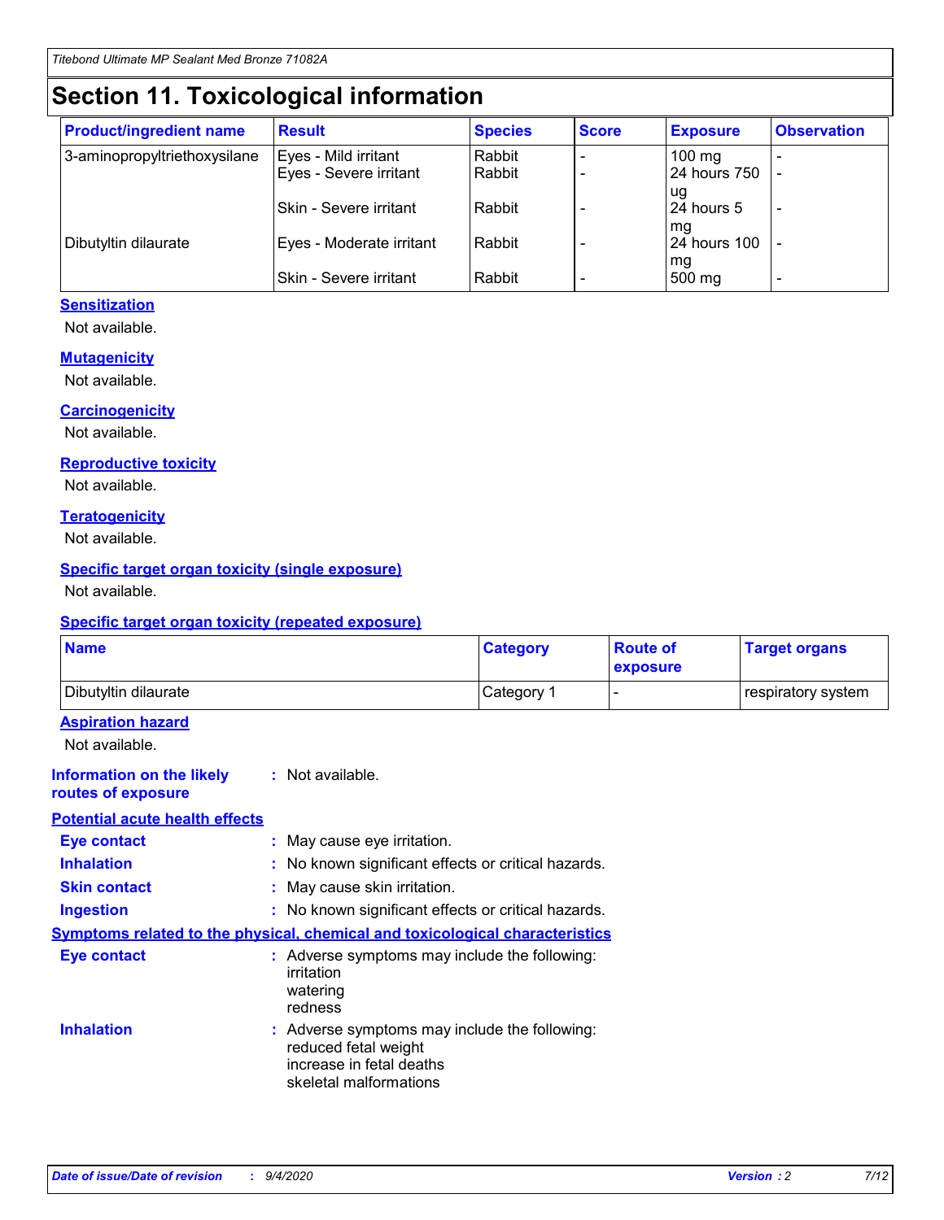# Section 11. Toxicological information

| Product/ingredient name | Result | Species | Score | Exposure | Observation |
|---|---|---|---|---|---|
| 3-aminopropyltriethoxysilane | Eyes - Mild irritant | Rabbit | - | 100 mg | - |
| | Eyes - Severe irritant | Rabbit | - | 24 hours 750 ug | - |
| | Skin - Severe irritant | Rabbit | - | 24 hours 5 mg | - |
| Dibutyltin dilaurate | Eyes - Moderate irritant | Rabbit | - | 24 hours 100 mg | - |
| | Skin - Severe irritant | Rabbit | - | 500 mg | - |

### Sensitization

Not available.

### Mutagenicity

Not available.

### Carcinogenicity

Not available.

### Reproductive toxicity

Not available.

### Teratogenicity

Not available.

### Specific target organ toxicity (single exposure)

Not available.

### Specific target organ toxicity (repeated exposure)

| Name | Category | Route of exposure | Target organs |
|---|---|---|---|
| Dibutyltin dilaurate | Category 1 | - | respiratory system |

### Aspiration hazard

Not available.

**Information on the likely routes of exposure** : Not available.

### Potential acute health effects

**Eye contact** : May cause eye irritation.

**Inhalation** : No known significant effects or critical hazards.

**Skin contact** : May cause skin irritation.

**Ingestion** : No known significant effects or critical hazards.

### Symptoms related to the physical, chemical and toxicological characteristics

**Eye contact** : Adverse symptoms may include the following:
irritation
watering
redness

**Inhalation** : Adverse symptoms may include the following:
reduced fetal weight
increase in fetal deaths
skeletal malformations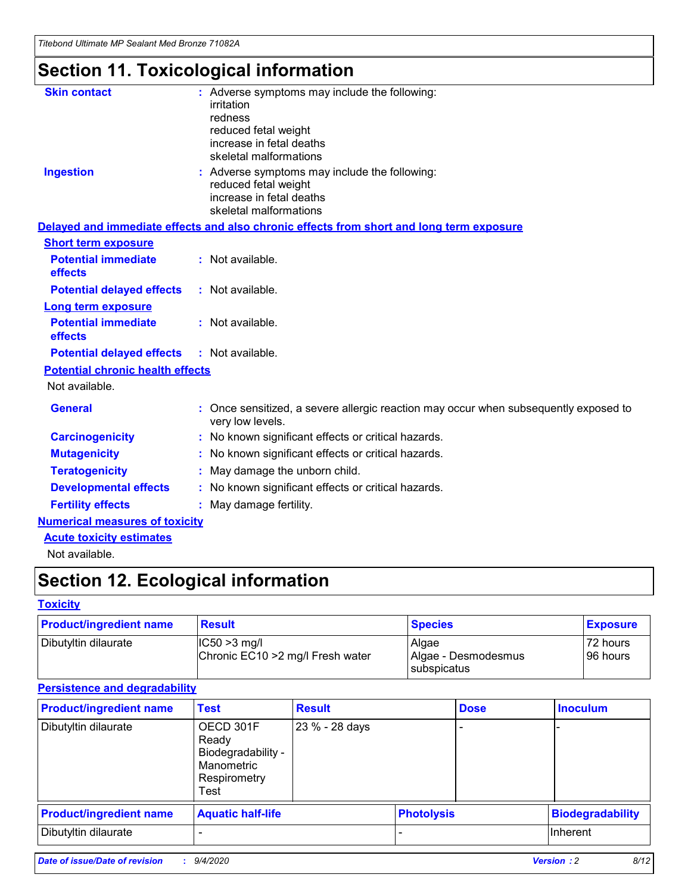# Section 11. Toxicological information

**Skin contact** : Adverse symptoms may include the following:
irritation
redness
reduced fetal weight
increase in fetal deaths
skeletal malformations

**Ingestion** : Adverse symptoms may include the following:
reduced fetal weight
increase in fetal deaths
skeletal malformations

**Delayed and immediate effects and also chronic effects from short and long term exposure**

**Short term exposure**

**Potential immediate effects** : Not available.

**Potential delayed effects** : Not available.

**Long term exposure**

**Potential immediate effects** : Not available.

**Potential delayed effects** : Not available.

**Potential chronic health effects**

Not available.

**General** : Once sensitized, a severe allergic reaction may occur when subsequently exposed to very low levels.

**Carcinogenicity** : No known significant effects or critical hazards.

**Mutagenicity** : No known significant effects or critical hazards.

**Teratogenicity** : May damage the unborn child.

**Developmental effects** : No known significant effects or critical hazards.

**Fertility effects** : May damage fertility.

**Numerical measures of toxicity**

**Acute toxicity estimates**

Not available.

# Section 12. Ecological information

**Toxicity**

| Product/ingredient name | Result | Species | Exposure |
|---|---|---|---|
| Dibutyltin dilaurate | IC50 >3 mg/l<br>Chronic EC10 >2 mg/l Fresh water | Algae<br>Algae - Desmodesmus subspicatus | 72 hours<br>96 hours |

**Persistence and degradability**

| Product/ingredient name | Test | Result | Dose | Inoculum |
|---|---|---|---|---|
| Dibutyltin dilaurate | OECD 301F Ready Biodegradability - Manometric Respirometry Test | 23 % - 28 days | - | - |

| Product/ingredient name | Aquatic half-life | Photolysis | Biodegradability |
|---|---|---|---|
| Dibutyltin dilaurate | - | - | Inherent |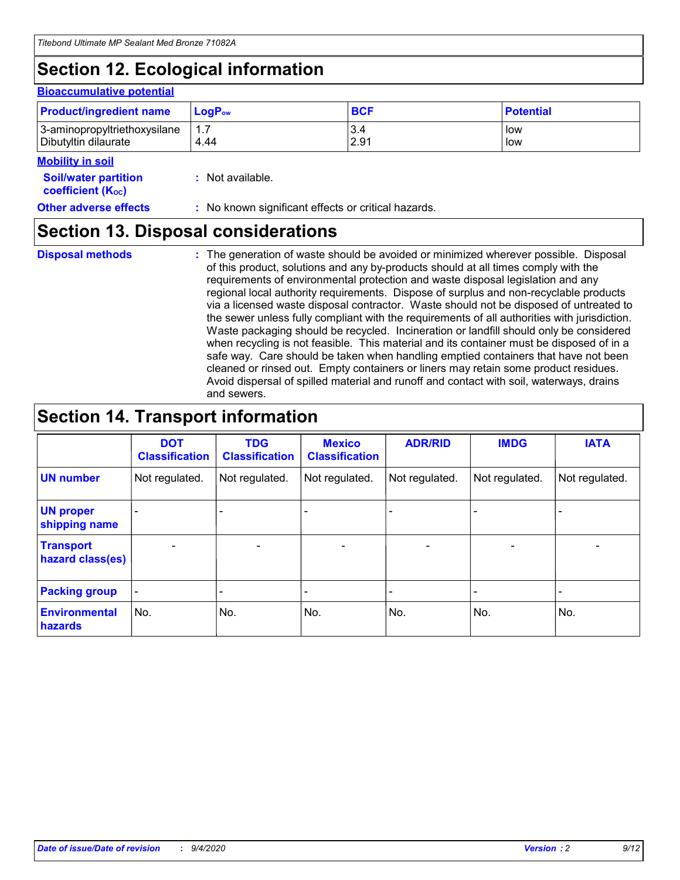# Section 12. Ecological information

### Bioaccumulative potential

| Product/ingredient name | $LogP_{ow}$ | BCF | Potential |
|---|---|---|---|
| 3-aminopropyltriethoxysilane | 1.7 | 3.4 | low |
| Dibutyltin dilaurate | 4.44 | 2.91 | low |

### Mobility in soil

**Soil/water partition coefficient ($K_{OC}$)** : Not available.

**Other adverse effects** : No known significant effects or critical hazards.

# Section 13. Disposal considerations

**Disposal methods** : The generation of waste should be avoided or minimized wherever possible. Disposal of this product, solutions and any by-products should at all times comply with the requirements of environmental protection and waste disposal legislation and any regional local authority requirements. Dispose of surplus and non-recyclable products via a licensed waste disposal contractor. Waste should not be disposed of untreated to the sewer unless fully compliant with the requirements of all authorities with jurisdiction. Waste packaging should be recycled. Incineration or landfill should only be considered when recycling is not feasible. This material and its container must be disposed of in a safe way. Care should be taken when handling emptied containers that have not been cleaned or rinsed out. Empty containers or liners may retain some product residues. Avoid dispersal of spilled material and runoff and contact with soil, waterways, drains and sewers.

# Section 14. Transport information

| | DOT Classification | TDG Classification | Mexico Classification | ADR/RID | IMDG | IATA |
|---|---|---|---|---|---|---|
| UN number | Not regulated. | Not regulated. | Not regulated. | Not regulated. | Not regulated. | Not regulated. |
| UN proper shipping name | - | - | - | - | - | - |
| Transport hazard class(es) | - | - | - | - | - | - |
| Packing group | - | - | - | - | - | - |
| Environmental hazards | No. | No. | No. | No. | No. | No. |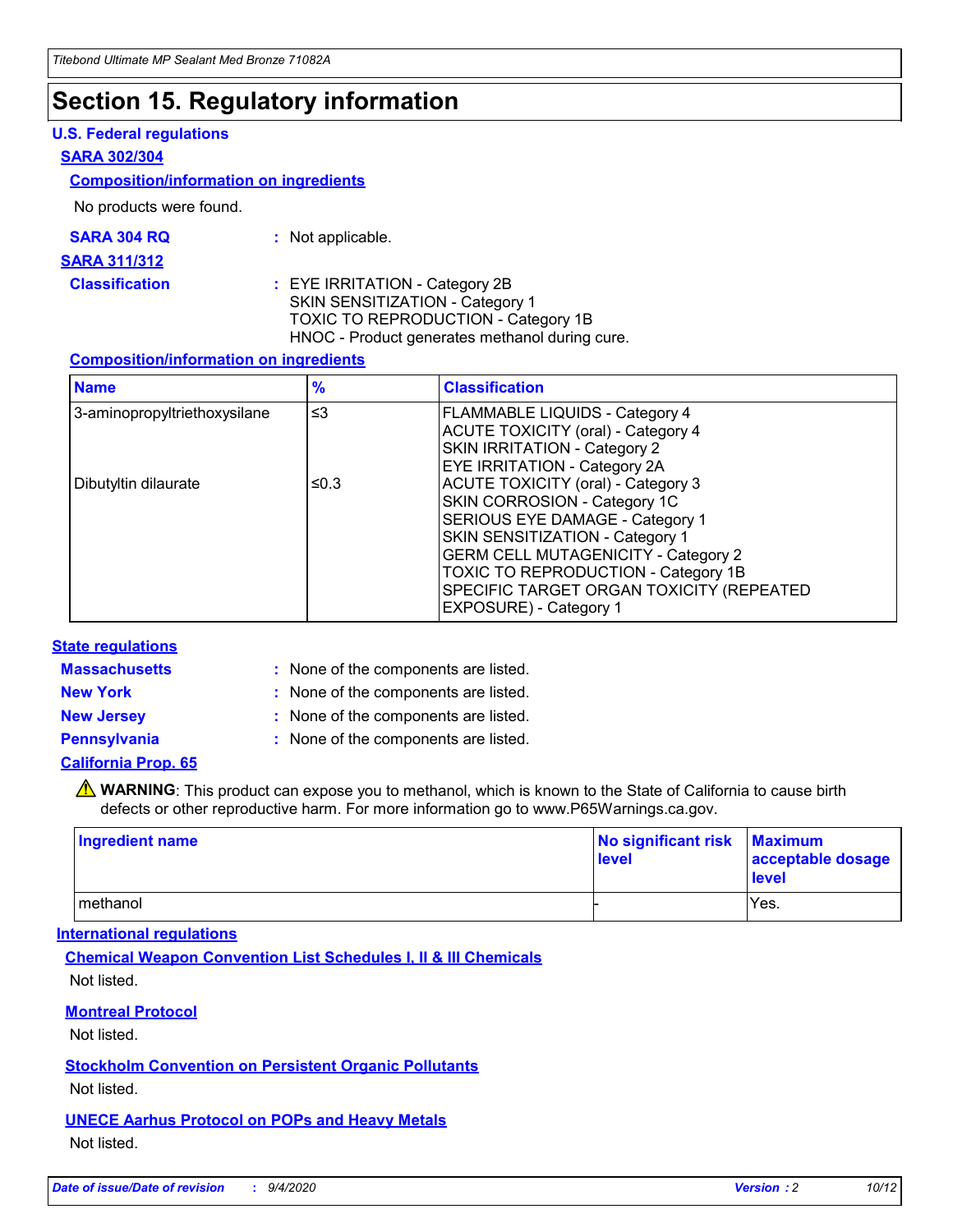# Section 15. Regulatory information

## U.S. Federal regulations

### SARA 302/304

#### Composition/information on ingredients

No products were found.

**SARA 304 RQ** : Not applicable.

### SARA 311/312

**Classification** : EYE IRRITATION - Category 2B
SKIN SENSITIZATION - Category 1
TOXIC TO REPRODUCTION - Category 1B
HNOC - Product generates methanol during cure.

#### Composition/information on ingredients

| Name | % | Classification |
|---|---|---|
| 3-aminopropyltriethoxysilane | ≤3 | FLAMMABLE LIQUIDS - Category 4<br>ACUTE TOXICITY (oral) - Category 4<br>SKIN IRRITATION - Category 2<br>EYE IRRITATION - Category 2A |
| Dibutyltin dilaurate | ≤0.3 | ACUTE TOXICITY (oral) - Category 3<br>SKIN CORROSION - Category 1C<br>SERIOUS EYE DAMAGE - Category 1<br>SKIN SENSITIZATION - Category 1<br>GERM CELL MUTAGENICITY - Category 2<br>TOXIC TO REPRODUCTION - Category 1B<br>SPECIFIC TARGET ORGAN TOXICITY (REPEATED EXPOSURE) - Category 1 |

## State regulations

**Massachusetts** : None of the components are listed.

**New York** : None of the components are listed.

**New Jersey** : None of the components are listed.

**Pennsylvania** : None of the components are listed.

### California Prop. 65

⚠ **WARNING**: This product can expose you to methanol, which is known to the State of California to cause birth defects or other reproductive harm. For more information go to www.P65Warnings.ca.gov.

| Ingredient name | No significant risk level | Maximum acceptable dosage level |
|---|---|---|
| methanol | - | Yes. |

## International regulations

### Chemical Weapon Convention List Schedules I, II & III Chemicals

Not listed.

### Montreal Protocol

Not listed.

### Stockholm Convention on Persistent Organic Pollutants

Not listed.

### UNECE Aarhus Protocol on POPs and Heavy Metals

Not listed.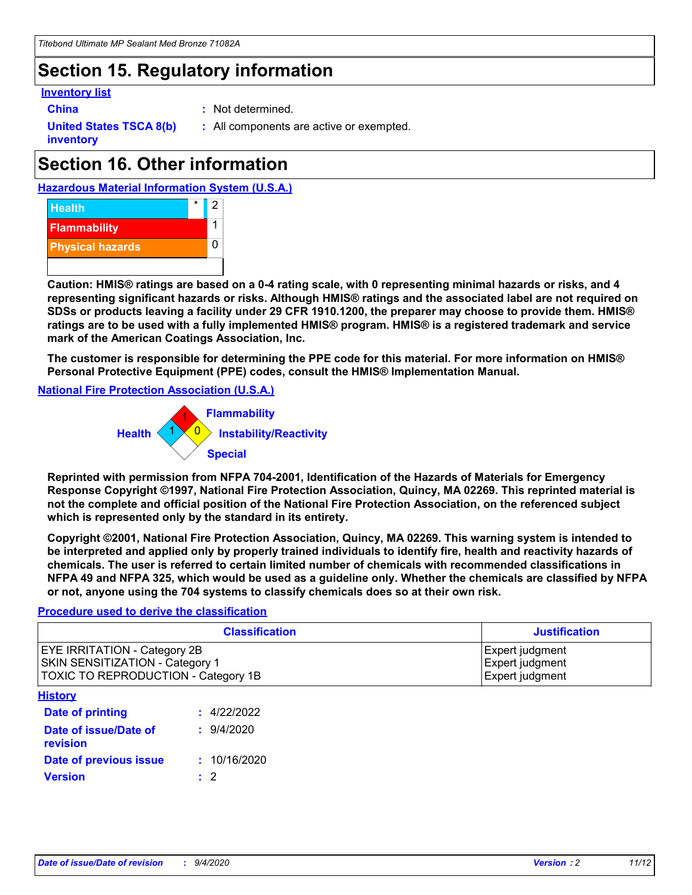# Section 15. Regulatory information

**Inventory list**

**China** : Not determined.

**United States TSCA 8(b) inventory** : All components are active or exempted.

# Section 16. Other information

**Hazardous Material Information System (U.S.A.)**

| | | |
|---|---|---|
| Health | * | 2 |
| Flammability | | 1 |
| Physical hazards | | 0 |

**Caution: HMIS® ratings are based on a 0-4 rating scale, with 0 representing minimal hazards or risks, and 4 representing significant hazards or risks. Although HMIS® ratings and the associated label are not required on SDSs or products leaving a facility under 29 CFR 1910.1200, the preparer may choose to provide them. HMIS® ratings are to be used with a fully implemented HMIS® program. HMIS® is a registered trademark and service mark of the American Coatings Association, Inc.**

**The customer is responsible for determining the PPE code for this material. For more information on HMIS® Personal Protective Equipment (PPE) codes, consult the HMIS® Implementation Manual.**

**National Fire Protection Association (U.S.A.)**

Flammability: 1
Health: 1
Instability/Reactivity: 0
Special:

**Reprinted with permission from NFPA 704-2001, Identification of the Hazards of Materials for Emergency Response Copyright ©1997, National Fire Protection Association, Quincy, MA 02269. This reprinted material is not the complete and official position of the National Fire Protection Association, on the referenced subject which is represented only by the standard in its entirety.**

**Copyright ©2001, National Fire Protection Association, Quincy, MA 02269. This warning system is intended to be interpreted and applied only by properly trained individuals to identify fire, health and reactivity hazards of chemicals. The user is referred to certain limited number of chemicals with recommended classifications in NFPA 49 and NFPA 325, which would be used as a guideline only. Whether the chemicals are classified by NFPA or not, anyone using the 704 systems to classify chemicals does so at their own risk.**

**Procedure used to derive the classification**

| Classification | Justification |
|---|---|
| EYE IRRITATION - Category 2B | Expert judgment |
| SKIN SENSITIZATION - Category 1 | Expert judgment |
| TOXIC TO REPRODUCTION - Category 1B | Expert judgment |

**History**

**Date of printing** : 4/22/2022

**Date of issue/Date of revision** : 9/4/2020

**Date of previous issue** : 10/16/2020

**Version** : 2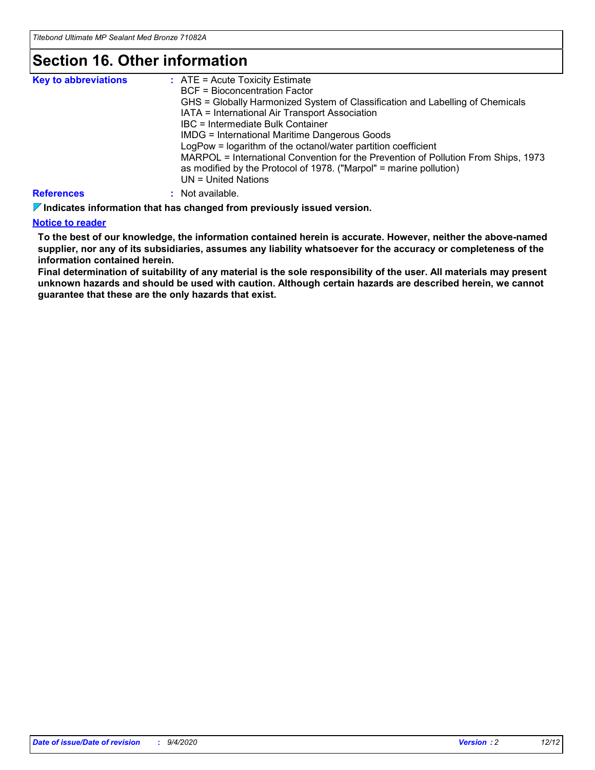## Section 16. Other information

**Key to abbreviations** : ATE = Acute Toxicity Estimate
BCF = Bioconcentration Factor
GHS = Globally Harmonized System of Classification and Labelling of Chemicals
IATA = International Air Transport Association
IBC = Intermediate Bulk Container
IMDG = International Maritime Dangerous Goods
LogPow = logarithm of the octanol/water partition coefficient
MARPOL = International Convention for the Prevention of Pollution From Ships, 1973 as modified by the Protocol of 1978. ("Marpol" = marine pollution)
UN = United Nations

**References** : Not available.

**Indicates information that has changed from previously issued version.**

**Notice to reader**

**To the best of our knowledge, the information contained herein is accurate. However, neither the above-named supplier, nor any of its subsidiaries, assumes any liability whatsoever for the accuracy or completeness of the information contained herein.**

**Final determination of suitability of any material is the sole responsibility of the user. All materials may present unknown hazards and should be used with caution. Although certain hazards are described herein, we cannot guarantee that these are the only hazards that exist.**